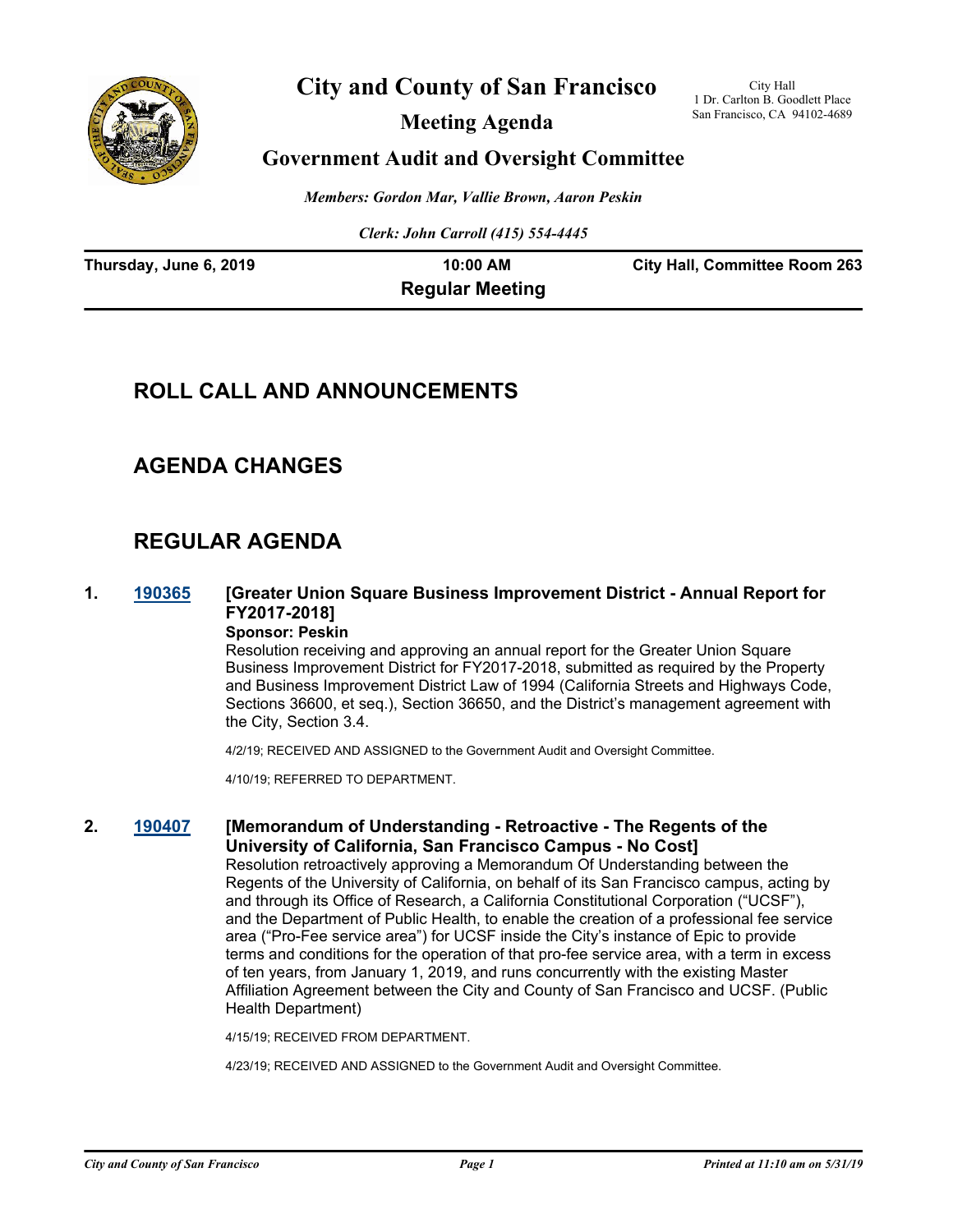# City and County of San Francisco

## Meeting Agenda

## Government Audit and Oversight Committee

City Hall
1 Dr. Carlton B. Goodlett Place
San Francisco, CA 94102-4689

*Members: Gordon Mar, Vallie Brown, Aaron Peskin*

*Clerk: John Carroll (415) 554-4445*

**Thursday, June 6, 2019** | **10:00 AM** | **City Hall, Committee Room 263**

**Regular Meeting**

## ROLL CALL AND ANNOUNCEMENTS

## AGENDA CHANGES

## REGULAR AGENDA

**1. 190365 [Greater Union Square Business Improvement District - Annual Report for FY2017-2018]**

**Sponsor: Peskin**

Resolution receiving and approving an annual report for the Greater Union Square Business Improvement District for FY2017-2018, submitted as required by the Property and Business Improvement District Law of 1994 (California Streets and Highways Code, Sections 36600, et seq.), Section 36650, and the District's management agreement with the City, Section 3.4.

4/2/19; RECEIVED AND ASSIGNED to the Government Audit and Oversight Committee.

4/10/19; REFERRED TO DEPARTMENT.

**2. 190407 [Memorandum of Understanding - Retroactive - The Regents of the University of California, San Francisco Campus - No Cost]**

Resolution retroactively approving a Memorandum Of Understanding between the Regents of the University of California, on behalf of its San Francisco campus, acting by and through its Office of Research, a California Constitutional Corporation ("UCSF"), and the Department of Public Health, to enable the creation of a professional fee service area ("Pro-Fee service area") for UCSF inside the City's instance of Epic to provide terms and conditions for the operation of that pro-fee service area, with a term in excess of ten years, from January 1, 2019, and runs concurrently with the existing Master Affiliation Agreement between the City and County of San Francisco and UCSF. (Public Health Department)

4/15/19; RECEIVED FROM DEPARTMENT.

4/23/19; RECEIVED AND ASSIGNED to the Government Audit and Oversight Committee.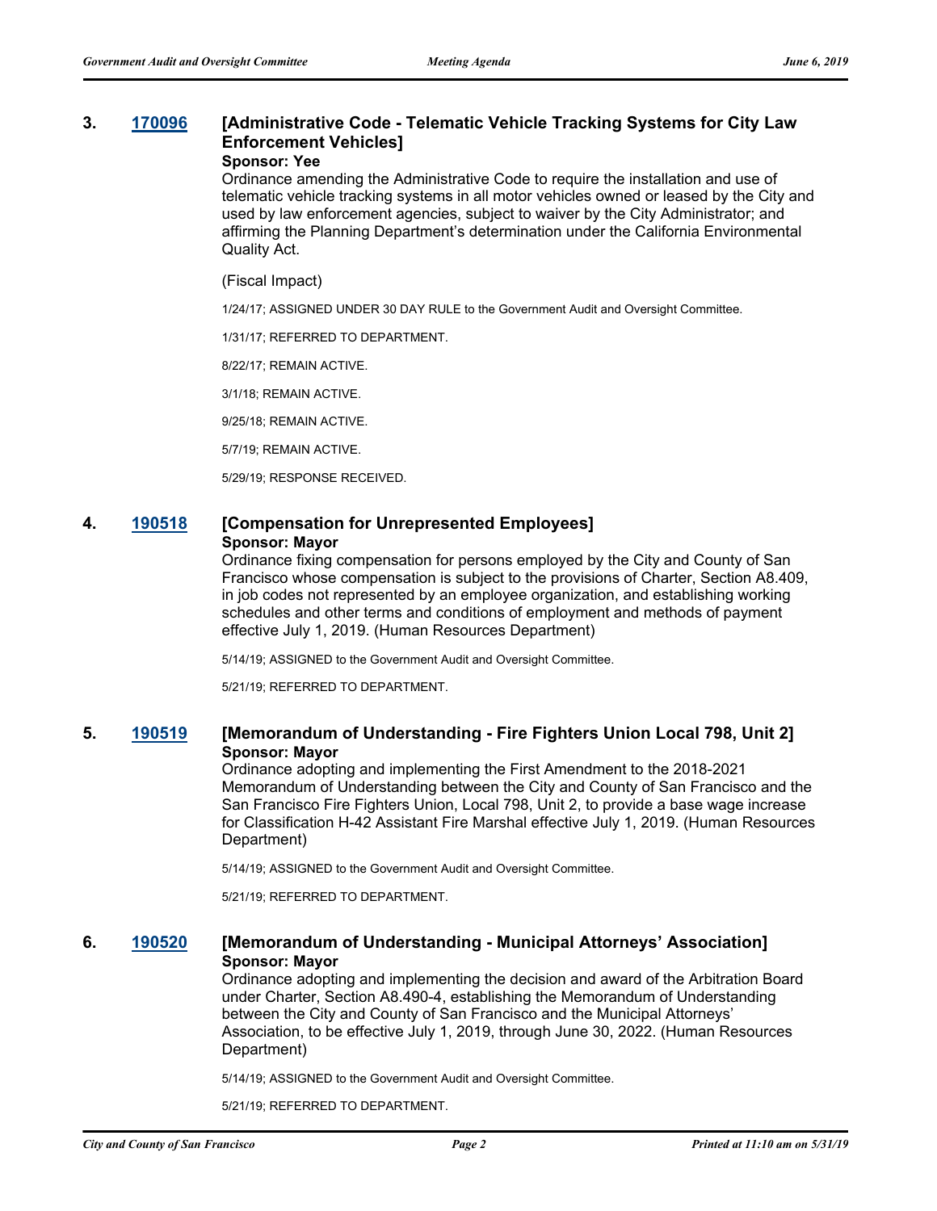### 3. 170096 [Administrative Code - Telematic Vehicle Tracking Systems for City Law Enforcement Vehicles]

**Sponsor: Yee**

Ordinance amending the Administrative Code to require the installation and use of telematic vehicle tracking systems in all motor vehicles owned or leased by the City and used by law enforcement agencies, subject to waiver by the City Administrator; and affirming the Planning Department's determination under the California Environmental Quality Act.

(Fiscal Impact)

1/24/17; ASSIGNED UNDER 30 DAY RULE to the Government Audit and Oversight Committee.

1/31/17; REFERRED TO DEPARTMENT.

8/22/17; REMAIN ACTIVE.

3/1/18; REMAIN ACTIVE.

9/25/18; REMAIN ACTIVE.

5/7/19; REMAIN ACTIVE.

5/29/19; RESPONSE RECEIVED.

### 4. 190518 [Compensation for Unrepresented Employees]

**Sponsor: Mayor**

Ordinance fixing compensation for persons employed by the City and County of San Francisco whose compensation is subject to the provisions of Charter, Section A8.409, in job codes not represented by an employee organization, and establishing working schedules and other terms and conditions of employment and methods of payment effective July 1, 2019. (Human Resources Department)

5/14/19; ASSIGNED to the Government Audit and Oversight Committee.

5/21/19; REFERRED TO DEPARTMENT.

### 5. 190519 [Memorandum of Understanding - Fire Fighters Union Local 798, Unit 2]

**Sponsor: Mayor**

Ordinance adopting and implementing the First Amendment to the 2018-2021 Memorandum of Understanding between the City and County of San Francisco and the San Francisco Fire Fighters Union, Local 798, Unit 2, to provide a base wage increase for Classification H-42 Assistant Fire Marshal effective July 1, 2019. (Human Resources Department)

5/14/19; ASSIGNED to the Government Audit and Oversight Committee.

5/21/19; REFERRED TO DEPARTMENT.

### 6. 190520 [Memorandum of Understanding - Municipal Attorneys' Association]

**Sponsor: Mayor**

Ordinance adopting and implementing the decision and award of the Arbitration Board under Charter, Section A8.490-4, establishing the Memorandum of Understanding between the City and County of San Francisco and the Municipal Attorneys' Association, to be effective July 1, 2019, through June 30, 2022. (Human Resources Department)

5/14/19; ASSIGNED to the Government Audit and Oversight Committee.

5/21/19; REFERRED TO DEPARTMENT.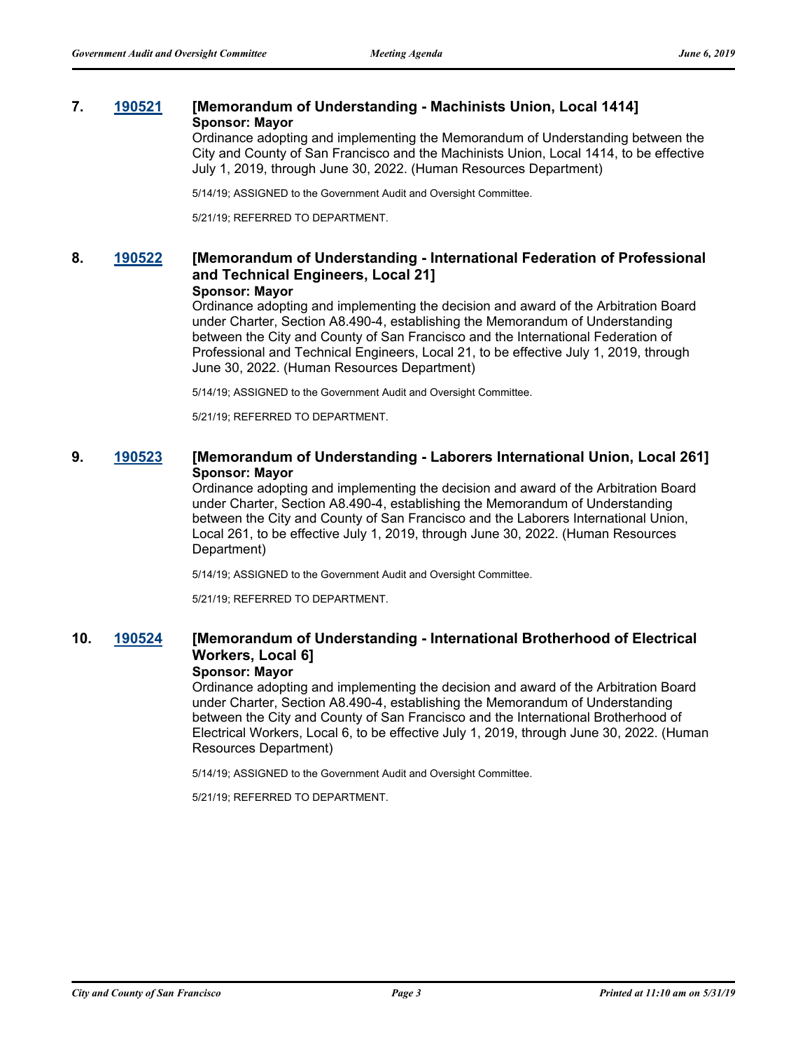**7. [190521](#) [Memorandum of Understanding - Machinists Union, Local 1414]**

**Sponsor: Mayor**

Ordinance adopting and implementing the Memorandum of Understanding between the City and County of San Francisco and the Machinists Union, Local 1414, to be effective July 1, 2019, through June 30, 2022. (Human Resources Department)

5/14/19; ASSIGNED to the Government Audit and Oversight Committee.

5/21/19; REFERRED TO DEPARTMENT.

**8. [190522](#) [Memorandum of Understanding - International Federation of Professional and Technical Engineers, Local 21]**

**Sponsor: Mayor**

Ordinance adopting and implementing the decision and award of the Arbitration Board under Charter, Section A8.490-4, establishing the Memorandum of Understanding between the City and County of San Francisco and the International Federation of Professional and Technical Engineers, Local 21, to be effective July 1, 2019, through June 30, 2022. (Human Resources Department)

5/14/19; ASSIGNED to the Government Audit and Oversight Committee.

5/21/19; REFERRED TO DEPARTMENT.

**9. [190523](#) [Memorandum of Understanding - Laborers International Union, Local 261]**

**Sponsor: Mayor**

Ordinance adopting and implementing the decision and award of the Arbitration Board under Charter, Section A8.490-4, establishing the Memorandum of Understanding between the City and County of San Francisco and the Laborers International Union, Local 261, to be effective July 1, 2019, through June 30, 2022. (Human Resources Department)

5/14/19; ASSIGNED to the Government Audit and Oversight Committee.

5/21/19; REFERRED TO DEPARTMENT.

**10. [190524](#) [Memorandum of Understanding - International Brotherhood of Electrical Workers, Local 6]**

**Sponsor: Mayor**

Ordinance adopting and implementing the decision and award of the Arbitration Board under Charter, Section A8.490-4, establishing the Memorandum of Understanding between the City and County of San Francisco and the International Brotherhood of Electrical Workers, Local 6, to be effective July 1, 2019, through June 30, 2022. (Human Resources Department)

5/14/19; ASSIGNED to the Government Audit and Oversight Committee.

5/21/19; REFERRED TO DEPARTMENT.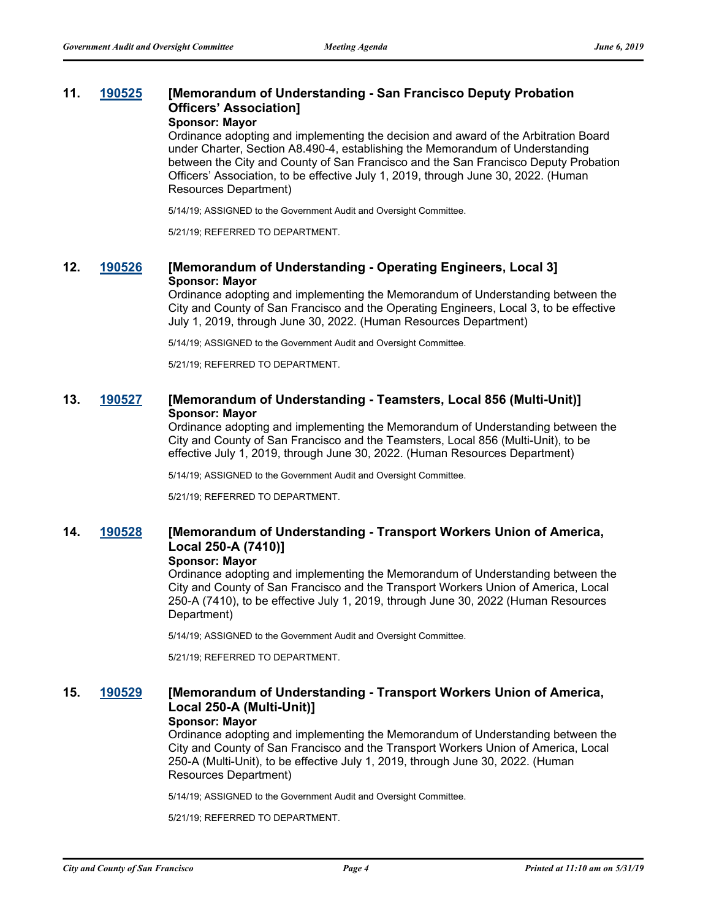**11. 190525 [Memorandum of Understanding - San Francisco Deputy Probation Officers' Association]**

**Sponsor: Mayor**

Ordinance adopting and implementing the decision and award of the Arbitration Board under Charter, Section A8.490-4, establishing the Memorandum of Understanding between the City and County of San Francisco and the San Francisco Deputy Probation Officers' Association, to be effective July 1, 2019, through June 30, 2022. (Human Resources Department)

5/14/19; ASSIGNED to the Government Audit and Oversight Committee.

5/21/19; REFERRED TO DEPARTMENT.

**12. 190526 [Memorandum of Understanding - Operating Engineers, Local 3]**

**Sponsor: Mayor**

Ordinance adopting and implementing the Memorandum of Understanding between the City and County of San Francisco and the Operating Engineers, Local 3, to be effective July 1, 2019, through June 30, 2022. (Human Resources Department)

5/14/19; ASSIGNED to the Government Audit and Oversight Committee.

5/21/19; REFERRED TO DEPARTMENT.

**13. 190527 [Memorandum of Understanding - Teamsters, Local 856 (Multi-Unit)]**

**Sponsor: Mayor**

Ordinance adopting and implementing the Memorandum of Understanding between the City and County of San Francisco and the Teamsters, Local 856 (Multi-Unit), to be effective July 1, 2019, through June 30, 2022. (Human Resources Department)

5/14/19; ASSIGNED to the Government Audit and Oversight Committee.

5/21/19; REFERRED TO DEPARTMENT.

**14. 190528 [Memorandum of Understanding - Transport Workers Union of America, Local 250-A (7410)]**

**Sponsor: Mayor**

Ordinance adopting and implementing the Memorandum of Understanding between the City and County of San Francisco and the Transport Workers Union of America, Local 250-A (7410), to be effective July 1, 2019, through June 30, 2022 (Human Resources Department)

5/14/19; ASSIGNED to the Government Audit and Oversight Committee.

5/21/19; REFERRED TO DEPARTMENT.

**15. 190529 [Memorandum of Understanding - Transport Workers Union of America, Local 250-A (Multi-Unit)]**

**Sponsor: Mayor**

Ordinance adopting and implementing the Memorandum of Understanding between the City and County of San Francisco and the Transport Workers Union of America, Local 250-A (Multi-Unit), to be effective July 1, 2019, through June 30, 2022. (Human Resources Department)

5/14/19; ASSIGNED to the Government Audit and Oversight Committee.

5/21/19; REFERRED TO DEPARTMENT.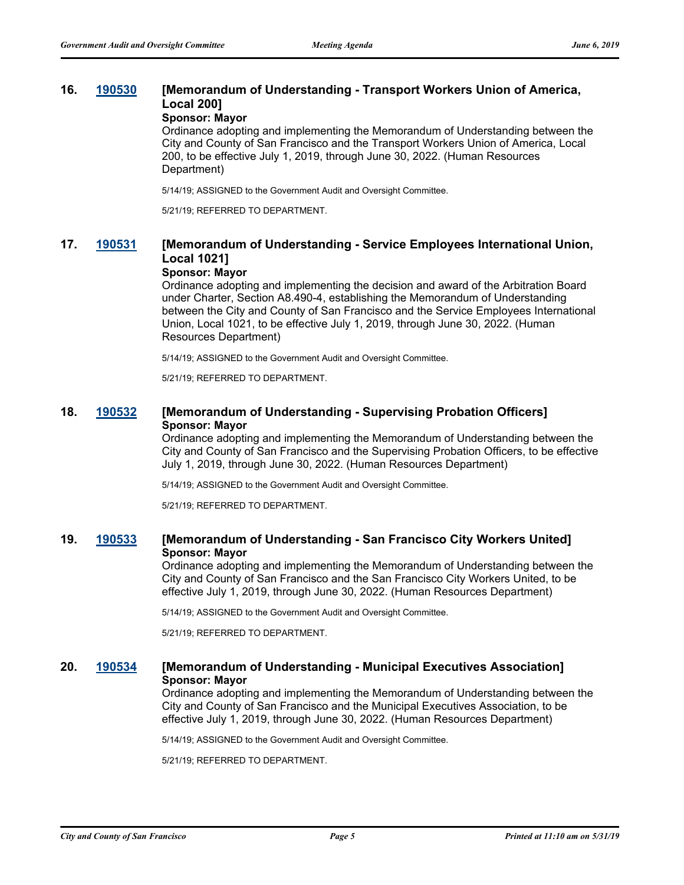**16. 190530 [Memorandum of Understanding - Transport Workers Union of America, Local 200]**

**Sponsor: Mayor**

Ordinance adopting and implementing the Memorandum of Understanding between the City and County of San Francisco and the Transport Workers Union of America, Local 200, to be effective July 1, 2019, through June 30, 2022. (Human Resources Department)

5/14/19; ASSIGNED to the Government Audit and Oversight Committee.

5/21/19; REFERRED TO DEPARTMENT.

**17. 190531 [Memorandum of Understanding - Service Employees International Union, Local 1021]**

**Sponsor: Mayor**

Ordinance adopting and implementing the decision and award of the Arbitration Board under Charter, Section A8.490-4, establishing the Memorandum of Understanding between the City and County of San Francisco and the Service Employees International Union, Local 1021, to be effective July 1, 2019, through June 30, 2022. (Human Resources Department)

5/14/19; ASSIGNED to the Government Audit and Oversight Committee.

5/21/19; REFERRED TO DEPARTMENT.

**18. 190532 [Memorandum of Understanding - Supervising Probation Officers]**

**Sponsor: Mayor**

Ordinance adopting and implementing the Memorandum of Understanding between the City and County of San Francisco and the Supervising Probation Officers, to be effective July 1, 2019, through June 30, 2022. (Human Resources Department)

5/14/19; ASSIGNED to the Government Audit and Oversight Committee.

5/21/19; REFERRED TO DEPARTMENT.

**19. 190533 [Memorandum of Understanding - San Francisco City Workers United]**

**Sponsor: Mayor**

Ordinance adopting and implementing the Memorandum of Understanding between the City and County of San Francisco and the San Francisco City Workers United, to be effective July 1, 2019, through June 30, 2022. (Human Resources Department)

5/14/19; ASSIGNED to the Government Audit and Oversight Committee.

5/21/19; REFERRED TO DEPARTMENT.

**20. 190534 [Memorandum of Understanding - Municipal Executives Association]**

**Sponsor: Mayor**

Ordinance adopting and implementing the Memorandum of Understanding between the City and County of San Francisco and the Municipal Executives Association, to be effective July 1, 2019, through June 30, 2022. (Human Resources Department)

5/14/19; ASSIGNED to the Government Audit and Oversight Committee.

5/21/19; REFERRED TO DEPARTMENT.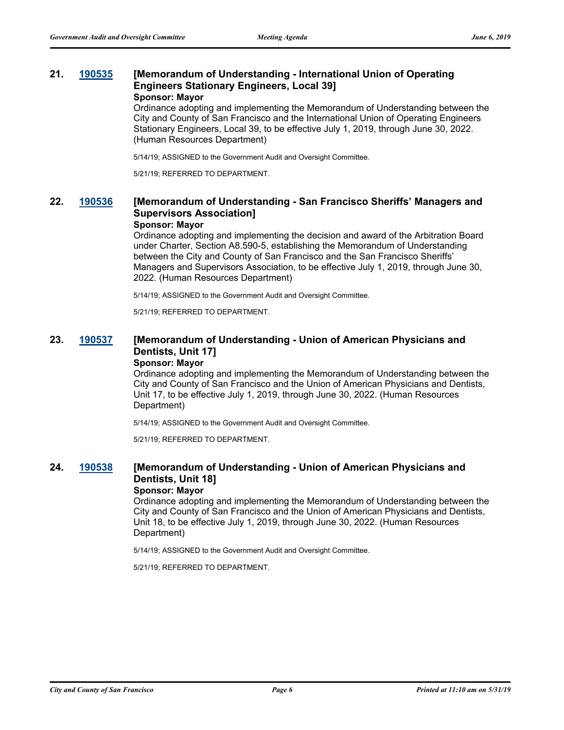**21. 190535 [Memorandum of Understanding - International Union of Operating Engineers Stationary Engineers, Local 39]**

**Sponsor: Mayor**

Ordinance adopting and implementing the Memorandum of Understanding between the City and County of San Francisco and the International Union of Operating Engineers Stationary Engineers, Local 39, to be effective July 1, 2019, through June 30, 2022. (Human Resources Department)

5/14/19; ASSIGNED to the Government Audit and Oversight Committee.

5/21/19; REFERRED TO DEPARTMENT.

**22. 190536 [Memorandum of Understanding - San Francisco Sheriffs' Managers and Supervisors Association]**

**Sponsor: Mayor**

Ordinance adopting and implementing the decision and award of the Arbitration Board under Charter, Section A8.590-5, establishing the Memorandum of Understanding between the City and County of San Francisco and the San Francisco Sheriffs' Managers and Supervisors Association, to be effective July 1, 2019, through June 30, 2022. (Human Resources Department)

5/14/19; ASSIGNED to the Government Audit and Oversight Committee.

5/21/19; REFERRED TO DEPARTMENT.

**23. 190537 [Memorandum of Understanding - Union of American Physicians and Dentists, Unit 17]**

**Sponsor: Mayor**

Ordinance adopting and implementing the Memorandum of Understanding between the City and County of San Francisco and the Union of American Physicians and Dentists, Unit 17, to be effective July 1, 2019, through June 30, 2022. (Human Resources Department)

5/14/19; ASSIGNED to the Government Audit and Oversight Committee.

5/21/19; REFERRED TO DEPARTMENT.

**24. 190538 [Memorandum of Understanding - Union of American Physicians and Dentists, Unit 18]**

**Sponsor: Mayor**

Ordinance adopting and implementing the Memorandum of Understanding between the City and County of San Francisco and the Union of American Physicians and Dentists, Unit 18, to be effective July 1, 2019, through June 30, 2022. (Human Resources Department)

5/14/19; ASSIGNED to the Government Audit and Oversight Committee.

5/21/19; REFERRED TO DEPARTMENT.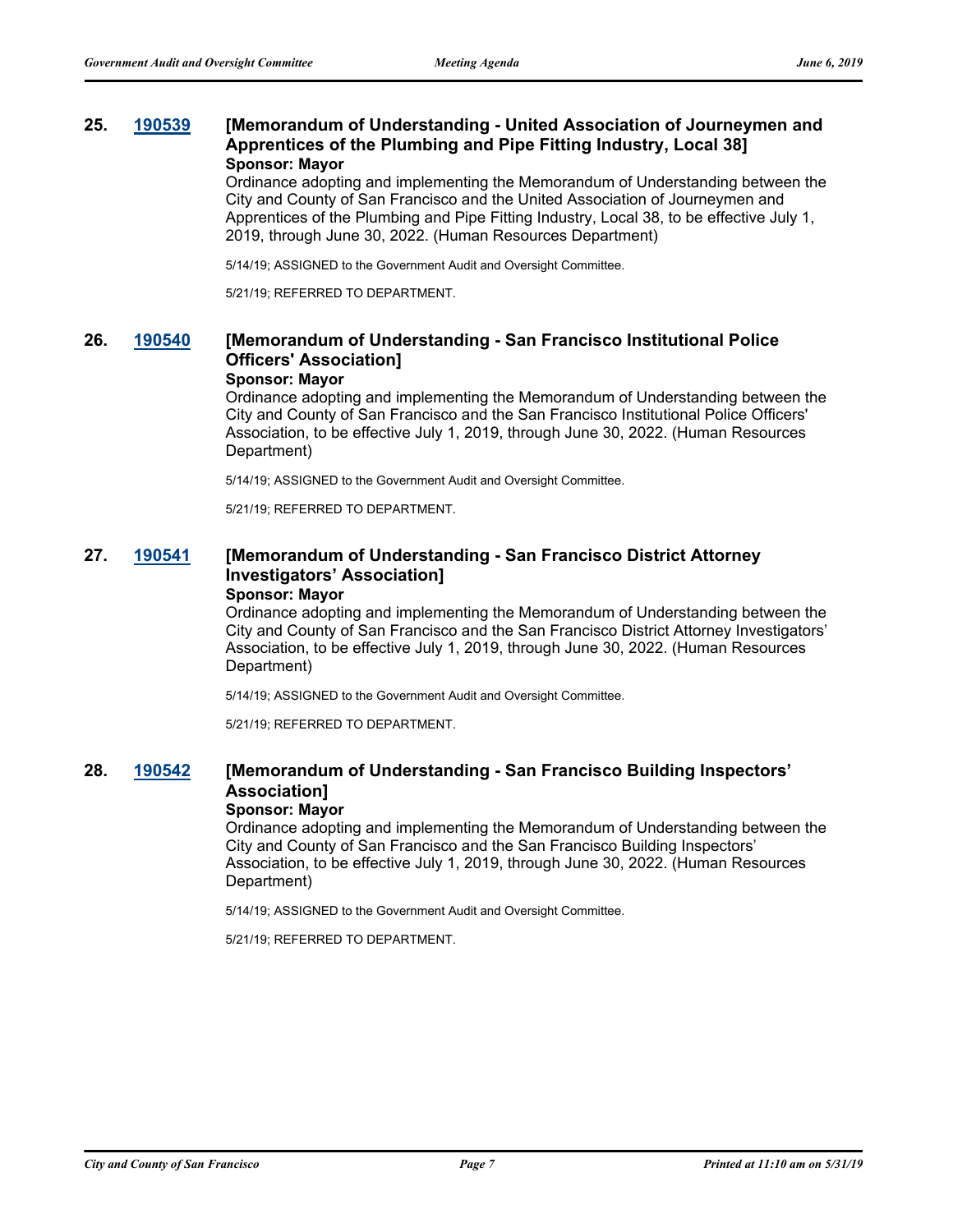**25. [190539](#) [Memorandum of Understanding - United Association of Journeymen and Apprentices of the Plumbing and Pipe Fitting Industry, Local 38]**

**Sponsor: Mayor**

Ordinance adopting and implementing the Memorandum of Understanding between the City and County of San Francisco and the United Association of Journeymen and Apprentices of the Plumbing and Pipe Fitting Industry, Local 38, to be effective July 1, 2019, through June 30, 2022. (Human Resources Department)

5/14/19; ASSIGNED to the Government Audit and Oversight Committee.

5/21/19; REFERRED TO DEPARTMENT.

**26. [190540](#) [Memorandum of Understanding - San Francisco Institutional Police Officers' Association]**

**Sponsor: Mayor**

Ordinance adopting and implementing the Memorandum of Understanding between the City and County of San Francisco and the San Francisco Institutional Police Officers' Association, to be effective July 1, 2019, through June 30, 2022. (Human Resources Department)

5/14/19; ASSIGNED to the Government Audit and Oversight Committee.

5/21/19; REFERRED TO DEPARTMENT.

**27. [190541](#) [Memorandum of Understanding - San Francisco District Attorney Investigators' Association]**

**Sponsor: Mayor**

Ordinance adopting and implementing the Memorandum of Understanding between the City and County of San Francisco and the San Francisco District Attorney Investigators' Association, to be effective July 1, 2019, through June 30, 2022. (Human Resources Department)

5/14/19; ASSIGNED to the Government Audit and Oversight Committee.

5/21/19; REFERRED TO DEPARTMENT.

**28. [190542](#) [Memorandum of Understanding - San Francisco Building Inspectors' Association]**

**Sponsor: Mayor**

Ordinance adopting and implementing the Memorandum of Understanding between the City and County of San Francisco and the San Francisco Building Inspectors' Association, to be effective July 1, 2019, through June 30, 2022. (Human Resources Department)

5/14/19; ASSIGNED to the Government Audit and Oversight Committee.

5/21/19; REFERRED TO DEPARTMENT.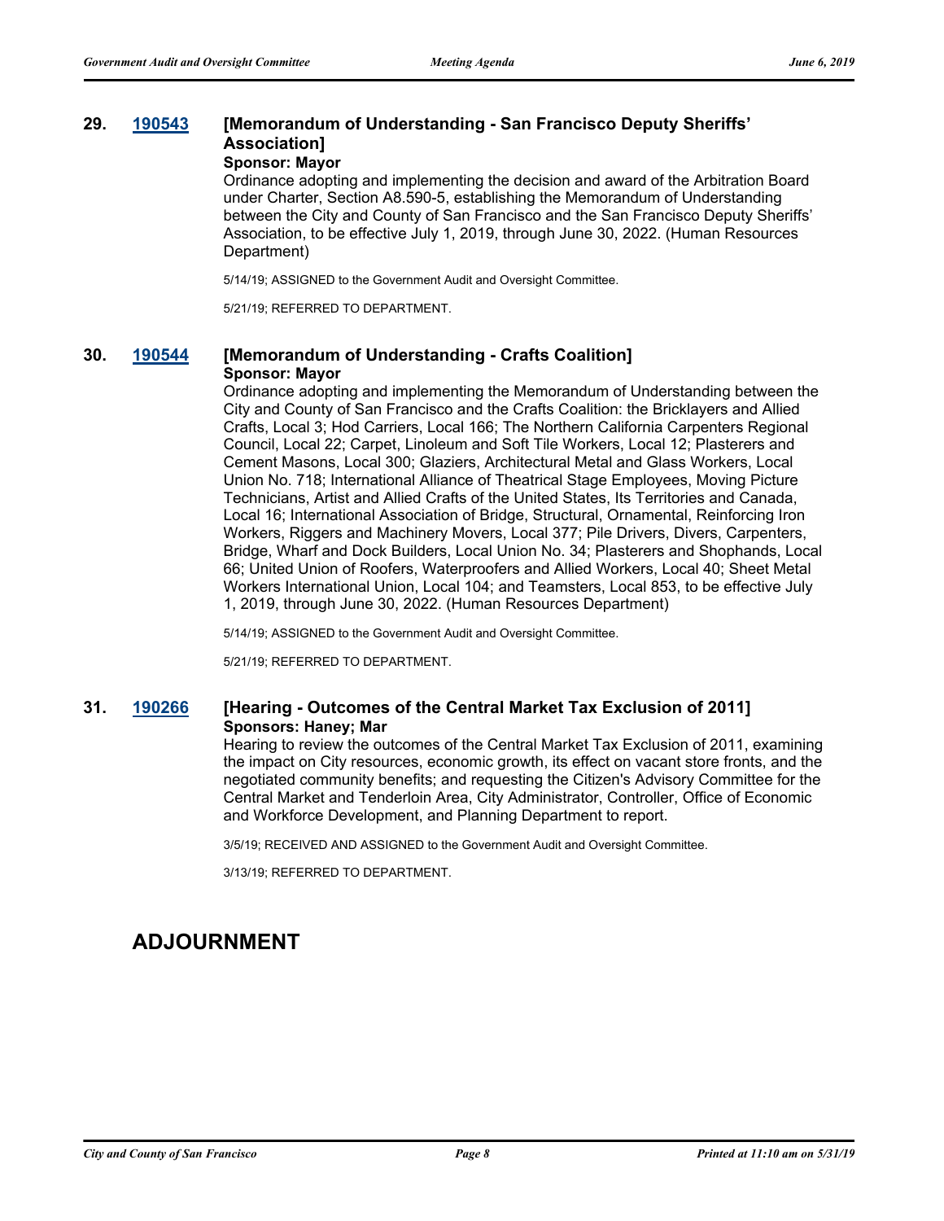**29. 190543 [Memorandum of Understanding - San Francisco Deputy Sheriffs' Association]**

**Sponsor: Mayor**

Ordinance adopting and implementing the decision and award of the Arbitration Board under Charter, Section A8.590-5, establishing the Memorandum of Understanding between the City and County of San Francisco and the San Francisco Deputy Sheriffs' Association, to be effective July 1, 2019, through June 30, 2022. (Human Resources Department)

5/14/19; ASSIGNED to the Government Audit and Oversight Committee.

5/21/19; REFERRED TO DEPARTMENT.

**30. 190544 [Memorandum of Understanding - Crafts Coalition]**

**Sponsor: Mayor**

Ordinance adopting and implementing the Memorandum of Understanding between the City and County of San Francisco and the Crafts Coalition: the Bricklayers and Allied Crafts, Local 3; Hod Carriers, Local 166; The Northern California Carpenters Regional Council, Local 22; Carpet, Linoleum and Soft Tile Workers, Local 12; Plasterers and Cement Masons, Local 300; Glaziers, Architectural Metal and Glass Workers, Local Union No. 718; International Alliance of Theatrical Stage Employees, Moving Picture Technicians, Artist and Allied Crafts of the United States, Its Territories and Canada, Local 16; International Association of Bridge, Structural, Ornamental, Reinforcing Iron Workers, Riggers and Machinery Movers, Local 377; Pile Drivers, Divers, Carpenters, Bridge, Wharf and Dock Builders, Local Union No. 34; Plasterers and Shophands, Local 66; United Union of Roofers, Waterproofers and Allied Workers, Local 40; Sheet Metal Workers International Union, Local 104; and Teamsters, Local 853, to be effective July 1, 2019, through June 30, 2022. (Human Resources Department)

5/14/19; ASSIGNED to the Government Audit and Oversight Committee.

5/21/19; REFERRED TO DEPARTMENT.

**31. 190266 [Hearing - Outcomes of the Central Market Tax Exclusion of 2011]**

**Sponsors: Haney; Mar**

Hearing to review the outcomes of the Central Market Tax Exclusion of 2011, examining the impact on City resources, economic growth, its effect on vacant store fronts, and the negotiated community benefits; and requesting the Citizen's Advisory Committee for the Central Market and Tenderloin Area, City Administrator, Controller, Office of Economic and Workforce Development, and Planning Department to report.

3/5/19; RECEIVED AND ASSIGNED to the Government Audit and Oversight Committee.

3/13/19; REFERRED TO DEPARTMENT.

# ADJOURNMENT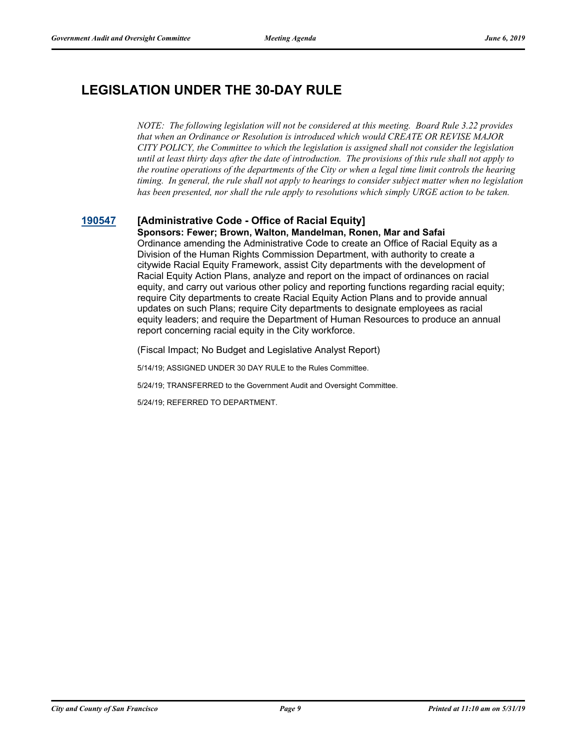## LEGISLATION UNDER THE 30-DAY RULE

*NOTE: The following legislation will not be considered at this meeting. Board Rule 3.22 provides that when an Ordinance or Resolution is introduced which would CREATE OR REVISE MAJOR CITY POLICY, the Committee to which the legislation is assigned shall not consider the legislation until at least thirty days after the date of introduction. The provisions of this rule shall not apply to the routine operations of the departments of the City or when a legal time limit controls the hearing timing. In general, the rule shall not apply to hearings to consider subject matter when no legislation has been presented, nor shall the rule apply to resolutions which simply URGE action to be taken.*

### 190547 [Administrative Code - Office of Racial Equity]

**Sponsors: Fewer; Brown, Walton, Mandelman, Ronen, Mar and Safai**

Ordinance amending the Administrative Code to create an Office of Racial Equity as a Division of the Human Rights Commission Department, with authority to create a citywide Racial Equity Framework, assist City departments with the development of Racial Equity Action Plans, analyze and report on the impact of ordinances on racial equity, and carry out various other policy and reporting functions regarding racial equity; require City departments to create Racial Equity Action Plans and to provide annual updates on such Plans; require City departments to designate employees as racial equity leaders; and require the Department of Human Resources to produce an annual report concerning racial equity in the City workforce.

(Fiscal Impact; No Budget and Legislative Analyst Report)

5/14/19; ASSIGNED UNDER 30 DAY RULE to the Rules Committee.

5/24/19; TRANSFERRED to the Government Audit and Oversight Committee.

5/24/19; REFERRED TO DEPARTMENT.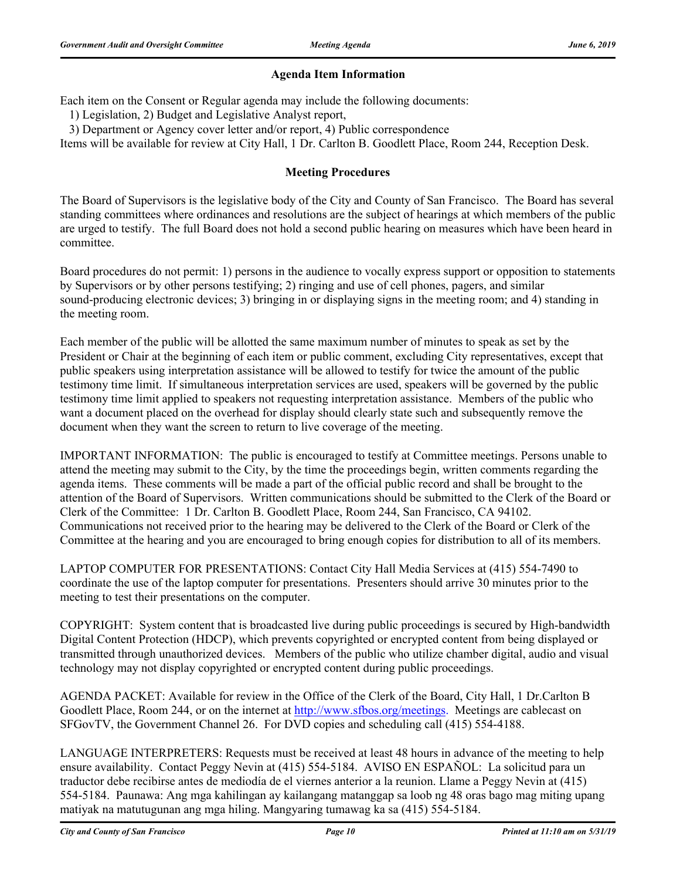## Agenda Item Information

Each item on the Consent or Regular agenda may include the following documents:

1) Legislation, 2) Budget and Legislative Analyst report,

3) Department or Agency cover letter and/or report, 4) Public correspondence

Items will be available for review at City Hall, 1 Dr. Carlton B. Goodlett Place, Room 244, Reception Desk.

## Meeting Procedures

The Board of Supervisors is the legislative body of the City and County of San Francisco. The Board has several standing committees where ordinances and resolutions are the subject of hearings at which members of the public are urged to testify. The full Board does not hold a second public hearing on measures which have been heard in committee.

Board procedures do not permit: 1) persons in the audience to vocally express support or opposition to statements by Supervisors or by other persons testifying; 2) ringing and use of cell phones, pagers, and similar sound-producing electronic devices; 3) bringing in or displaying signs in the meeting room; and 4) standing in the meeting room.

Each member of the public will be allotted the same maximum number of minutes to speak as set by the President or Chair at the beginning of each item or public comment, excluding City representatives, except that public speakers using interpretation assistance will be allowed to testify for twice the amount of the public testimony time limit. If simultaneous interpretation services are used, speakers will be governed by the public testimony time limit applied to speakers not requesting interpretation assistance. Members of the public who want a document placed on the overhead for display should clearly state such and subsequently remove the document when they want the screen to return to live coverage of the meeting.

IMPORTANT INFORMATION: The public is encouraged to testify at Committee meetings. Persons unable to attend the meeting may submit to the City, by the time the proceedings begin, written comments regarding the agenda items. These comments will be made a part of the official public record and shall be brought to the attention of the Board of Supervisors. Written communications should be submitted to the Clerk of the Board or Clerk of the Committee: 1 Dr. Carlton B. Goodlett Place, Room 244, San Francisco, CA 94102. Communications not received prior to the hearing may be delivered to the Clerk of the Board or Clerk of the Committee at the hearing and you are encouraged to bring enough copies for distribution to all of its members.

LAPTOP COMPUTER FOR PRESENTATIONS: Contact City Hall Media Services at (415) 554-7490 to coordinate the use of the laptop computer for presentations. Presenters should arrive 30 minutes prior to the meeting to test their presentations on the computer.

COPYRIGHT: System content that is broadcasted live during public proceedings is secured by High-bandwidth Digital Content Protection (HDCP), which prevents copyrighted or encrypted content from being displayed or transmitted through unauthorized devices. Members of the public who utilize chamber digital, audio and visual technology may not display copyrighted or encrypted content during public proceedings.

AGENDA PACKET: Available for review in the Office of the Clerk of the Board, City Hall, 1 Dr.Carlton B Goodlett Place, Room 244, or on the internet at http://www.sfbos.org/meetings. Meetings are cablecast on SFGovTV, the Government Channel 26. For DVD copies and scheduling call (415) 554-4188.

LANGUAGE INTERPRETERS: Requests must be received at least 48 hours in advance of the meeting to help ensure availability. Contact Peggy Nevin at (415) 554-5184. AVISO EN ESPAÑOL: La solicitud para un traductor debe recibirse antes de mediodía de el viernes anterior a la reunion. Llame a Peggy Nevin at (415) 554-5184. Paunawa: Ang mga kahilingan ay kailangang matanggap sa loob ng 48 oras bago mag miting upang matiyak na matutugunan ang mga hiling. Mangyaring tumawag ka sa (415) 554-5184.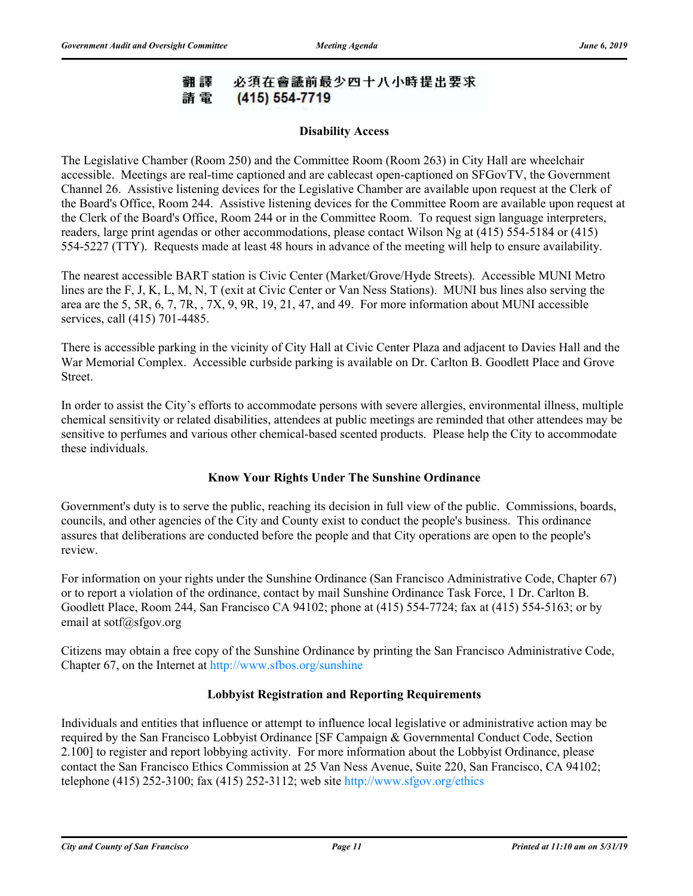翻譯　必須在會議前最少四十八小時提出要求
請電　(415) 554-7719

**Disability Access**

The Legislative Chamber (Room 250) and the Committee Room (Room 263) in City Hall are wheelchair accessible. Meetings are real-time captioned and are cablecast open-captioned on SFGovTV, the Government Channel 26. Assistive listening devices for the Legislative Chamber are available upon request at the Clerk of the Board's Office, Room 244. Assistive listening devices for the Committee Room are available upon request at the Clerk of the Board's Office, Room 244 or in the Committee Room. To request sign language interpreters, readers, large print agendas or other accommodations, please contact Wilson Ng at (415) 554-5184 or (415) 554-5227 (TTY). Requests made at least 48 hours in advance of the meeting will help to ensure availability.

The nearest accessible BART station is Civic Center (Market/Grove/Hyde Streets). Accessible MUNI Metro lines are the F, J, K, L, M, N, T (exit at Civic Center or Van Ness Stations). MUNI bus lines also serving the area are the 5, 5R, 6, 7, 7R, , 7X, 9, 9R, 19, 21, 47, and 49. For more information about MUNI accessible services, call (415) 701-4485.

There is accessible parking in the vicinity of City Hall at Civic Center Plaza and adjacent to Davies Hall and the War Memorial Complex. Accessible curbside parking is available on Dr. Carlton B. Goodlett Place and Grove Street.

In order to assist the City's efforts to accommodate persons with severe allergies, environmental illness, multiple chemical sensitivity or related disabilities, attendees at public meetings are reminded that other attendees may be sensitive to perfumes and various other chemical-based scented products. Please help the City to accommodate these individuals.

**Know Your Rights Under The Sunshine Ordinance**

Government's duty is to serve the public, reaching its decision in full view of the public. Commissions, boards, councils, and other agencies of the City and County exist to conduct the people's business. This ordinance assures that deliberations are conducted before the people and that City operations are open to the people's review.

For information on your rights under the Sunshine Ordinance (San Francisco Administrative Code, Chapter 67) or to report a violation of the ordinance, contact by mail Sunshine Ordinance Task Force, 1 Dr. Carlton B. Goodlett Place, Room 244, San Francisco CA 94102; phone at (415) 554-7724; fax at (415) 554-5163; or by email at sotf@sfgov.org

Citizens may obtain a free copy of the Sunshine Ordinance by printing the San Francisco Administrative Code, Chapter 67, on the Internet at http://www.sfbos.org/sunshine

**Lobbyist Registration and Reporting Requirements**

Individuals and entities that influence or attempt to influence local legislative or administrative action may be required by the San Francisco Lobbyist Ordinance [SF Campaign & Governmental Conduct Code, Section 2.100] to register and report lobbying activity. For more information about the Lobbyist Ordinance, please contact the San Francisco Ethics Commission at 25 Van Ness Avenue, Suite 220, San Francisco, CA 94102; telephone (415) 252-3100; fax (415) 252-3112; web site http://www.sfgov.org/ethics